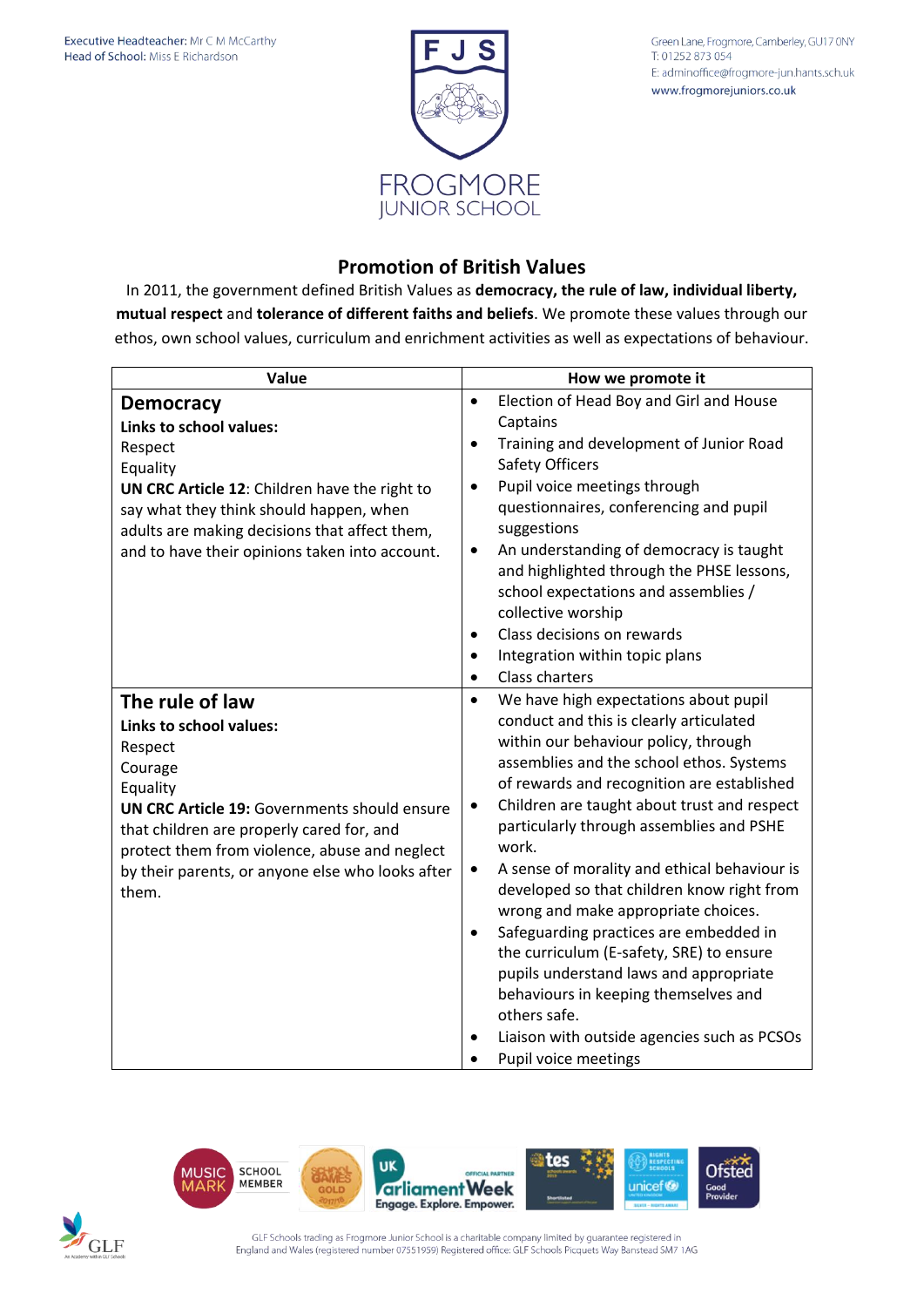Executive Headteacher: Mr C M McCarthy
Head of School: Miss E Richardson

FJS
FROGMORE JUNIOR SCHOOL

Green Lane, Frogmore, Camberley, GU17 0NY
T: 01252 873 054
E: adminoffice@frogmore-jun.hants.sch.uk
www.frogmorejuniors.co.uk

## Promotion of British Values

In 2011, the government defined British Values as **democracy, the rule of law, individual liberty, mutual respect** and **tolerance of different faiths and beliefs**. We promote these values through our ethos, own school values, curriculum and enrichment activities as well as expectations of behaviour.

| Value | How we promote it |
|---|---|
| **Democracy**<br>**Links to school values:**<br>Respect<br>Equality<br>**UN CRC Article 12**: Children have the right to say what they think should happen, when adults are making decisions that affect them, and to have their opinions taken into account. | • Election of Head Boy and Girl and House Captains<br>• Training and development of Junior Road Safety Officers<br>• Pupil voice meetings through questionnaires, conferencing and pupil suggestions<br>• An understanding of democracy is taught and highlighted through the PHSE lessons, school expectations and assemblies / collective worship<br>• Class decisions on rewards<br>• Integration within topic plans<br>• Class charters |
| **The rule of law**<br>**Links to school values:**<br>Respect<br>Courage<br>Equality<br>**UN CRC Article 19:** Governments should ensure that children are properly cared for, and protect them from violence, abuse and neglect by their parents, or anyone else who looks after them. | • We have high expectations about pupil conduct and this is clearly articulated within our behaviour policy, through assemblies and the school ethos. Systems of rewards and recognition are established<br>• Children are taught about trust and respect particularly through assemblies and PSHE work.<br>• A sense of morality and ethical behaviour is developed so that children know right from wrong and make appropriate choices.<br>• Safeguarding practices are embedded in the curriculum (E-safety, SRE) to ensure pupils understand laws and appropriate behaviours in keeping themselves and others safe.<br>• Liaison with outside agencies such as PCSOs<br>• Pupil voice meetings |

GLF Schools trading as Frogmore Junior School is a charitable company limited by guarantee registered in England and Wales (registered number 07551959) Registered office: GLF Schools Picquets Way Banstead SM7 1AG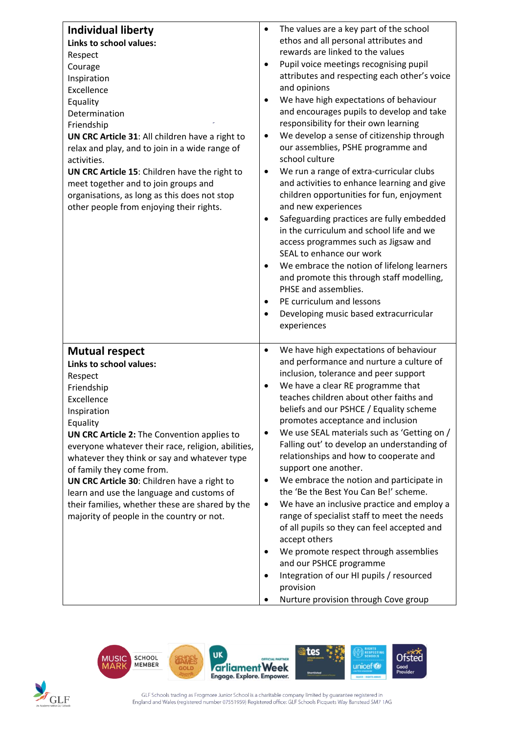| | |
|---|---|
| **Individual liberty**<br>**Links to school values:**<br>Respect<br>Courage<br>Inspiration<br>Excellence<br>Equality<br>Determination<br>Friendship<br>**UN CRC Article 31**: All children have a right to relax and play, and to join in a wide range of activities.<br>**UN CRC Article 15**: Children have the right to meet together and to join groups and organisations, as long as this does not stop other people from enjoying their rights. | • The values are a key part of the school ethos and all personal attributes and rewards are linked to the values<br>• Pupil voice meetings recognising pupil attributes and respecting each other's voice and opinions<br>• We have high expectations of behaviour and encourages pupils to develop and take responsibility for their own learning<br>• We develop a sense of citizenship through our assemblies, PSHE programme and school culture<br>• We run a range of extra-curricular clubs and activities to enhance learning and give children opportunities for fun, enjoyment and new experiences<br>• Safeguarding practices are fully embedded in the curriculum and school life and we access programmes such as Jigsaw and SEAL to enhance our work<br>• We embrace the notion of lifelong learners and promote this through staff modelling, PHSE and assemblies.<br>• PE curriculum and lessons<br>• Developing music based extracurricular experiences |
| **Mutual respect**<br>**Links to school values:**<br>Respect<br>Friendship<br>Excellence<br>Inspiration<br>Equality<br>**UN CRC Article 2:** The Convention applies to everyone whatever their race, religion, abilities, whatever they think or say and whatever type of family they come from.<br>**UN CRC Article 30**: Children have a right to learn and use the language and customs of their families, whether these are shared by the majority of people in the country or not. | • We have high expectations of behaviour and performance and nurture a culture of inclusion, tolerance and peer support<br>• We have a clear RE programme that teaches children about other faiths and beliefs and our PSHCE / Equality scheme promotes acceptance and inclusion<br>• We use SEAL materials such as 'Getting on / Falling out' to develop an understanding of relationships and how to cooperate and support one another.<br>• We embrace the notion and participate in the 'Be the Best You Can Be!' scheme.<br>• We have an inclusive practice and employ a range of specialist staff to meet the needs of all pupils so they can feel accepted and accept others<br>• We promote respect through assemblies and our PSHCE programme<br>• Integration of our HI pupils / resourced provision<br>• Nurture provision through Cove group |

GLF Schools trading as Frogmore Junior School is a charitable company limited by guarantee registered in England and Wales (registered number 07551959) Registered office: GLF Schools Picquets Way Banstead SM7 1AG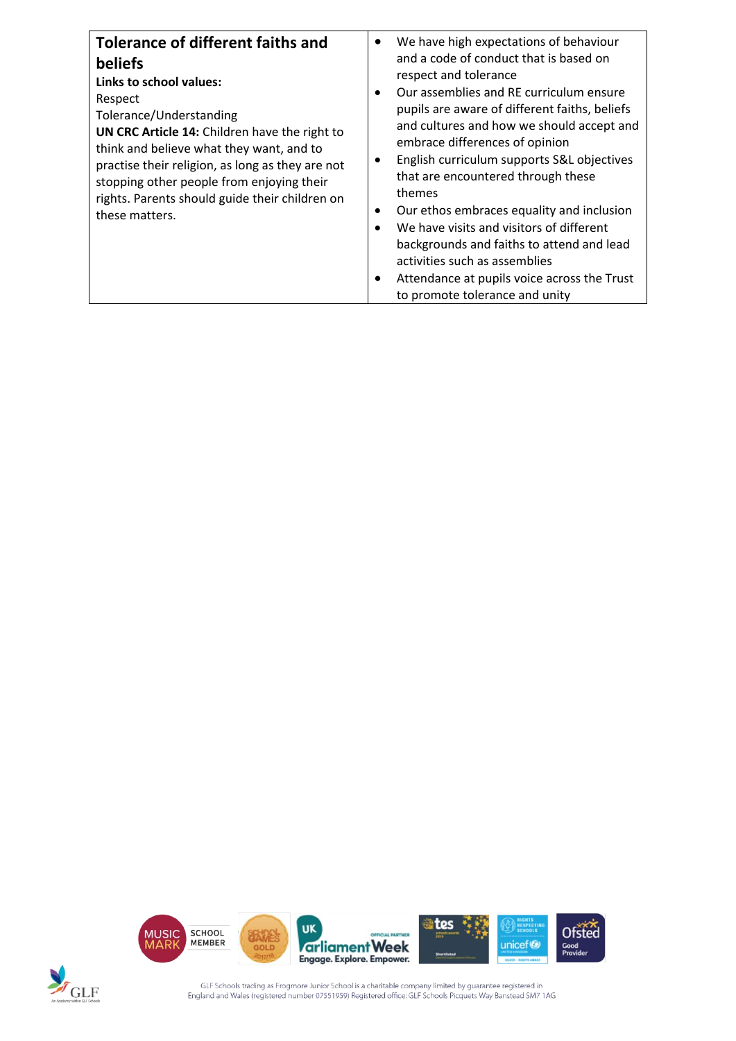| | |
|---|---|
| **Tolerance of different faiths and beliefs**<br>**Links to school values:**<br>Respect<br>Tolerance/Understanding<br>**UN CRC Article 14:** Children have the right to think and believe what they want, and to practise their religion, as long as they are not stopping other people from enjoying their rights. Parents should guide their children on these matters. | • We have high expectations of behaviour and a code of conduct that is based on respect and tolerance<br>• Our assemblies and RE curriculum ensure pupils are aware of different faiths, beliefs and cultures and how we should accept and embrace differences of opinion<br>• English curriculum supports S&L objectives that are encountered through these themes<br>• Our ethos embraces equality and inclusion<br>• We have visits and visitors of different backgrounds and faiths to attend and lead activities such as assemblies<br>• Attendance at pupils voice across the Trust to promote tolerance and unity |

GLF Schools trading as Frogmore Junior School is a charitable company limited by guarantee registered in England and Wales (registered number 07551959) Registered office: GLF Schools Picquets Way Banstead SM7 1AG